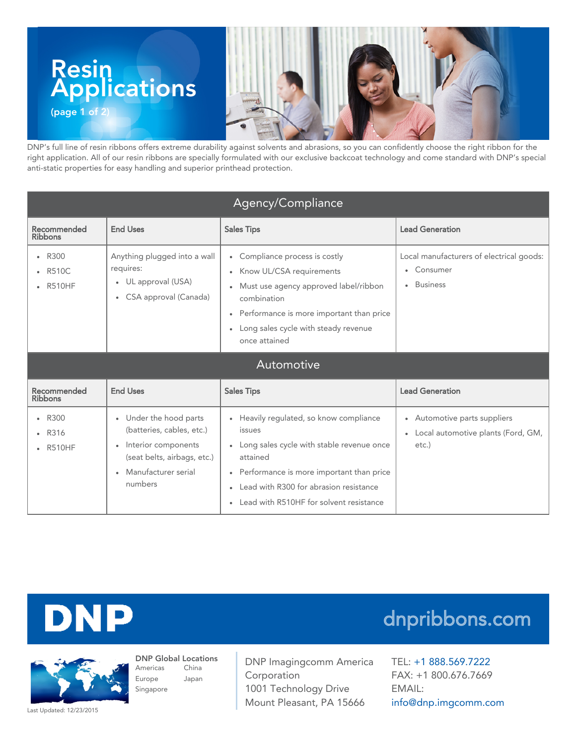# Resin Applications

(page 1 of 2)

DNP's full line of resin ribbons offers extreme durability against solvents and abrasions, so you can confidently choose the right ribbon for the right application. All of our resin ribbons are specially formulated with our exclusive backcoat technology and come standard with DNP's special anti-static properties for easy handling and superior printhead protection.

## Agency/Compliance

| Recommended Ribbons | End Uses | Sales Tips | Lead Generation |
|---|---|---|---|
| • R300<br>• R510C<br>• R510HF | Anything plugged into a wall requires:<br>• UL approval (USA)<br>• CSA approval (Canada) | • Compliance process is costly<br>• Know UL/CSA requirements<br>• Must use agency approved label/ribbon combination<br>• Performance is more important than price<br>• Long sales cycle with steady revenue once attained | Local manufacturers of electrical goods:<br>• Consumer<br>• Business |

## Automotive

| Recommended Ribbons | End Uses | Sales Tips | Lead Generation |
|---|---|---|---|
| • R300<br>• R316<br>• R510HF | • Under the hood parts (batteries, cables, etc.)<br>• Interior components (seat belts, airbags, etc.)<br>• Manufacturer serial numbers | • Heavily regulated, so know compliance issues<br>• Long sales cycle with stable revenue once attained<br>• Performance is more important than price<br>• Lead with R300 for abrasion resistance<br>• Lead with R510HF for solvent resistance | • Automotive parts suppliers<br>• Local automotive plants (Ford, GM, etc.) |

DNP

dnpribbons.com

**DNP Global Locations**
Americas, China, Europe, Japan, Singapore

DNP Imagingcomm America Corporation
1001 Technology Drive
Mount Pleasant, PA 15666

TEL: +1 888.569.7222
FAX: +1 800.676.7669
EMAIL: info@dnp.imgcomm.com

Last Updated: 12/23/2015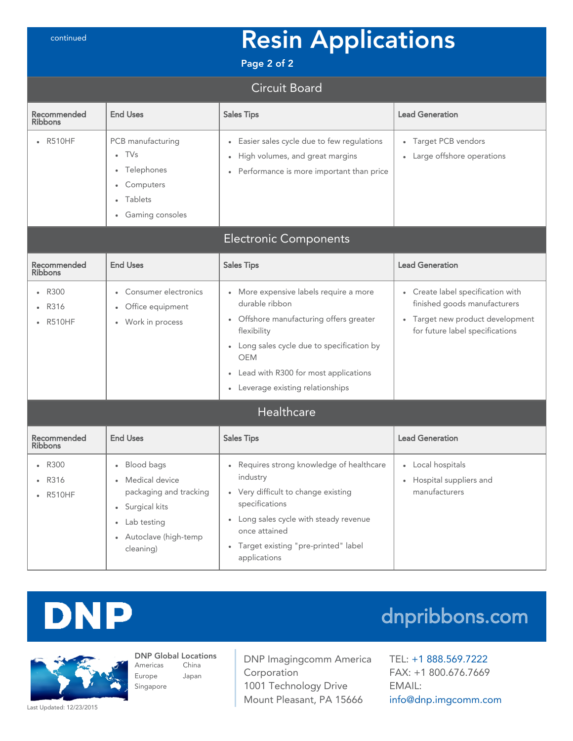continued

# Resin Applications

## Circuit Board

| Recommended Ribbons | End Uses | Sales Tips | Lead Generation |
| --- | --- | --- | --- |
| • R510HF | PCB manufacturing<br>• TVs<br>• Telephones<br>• Computers<br>• Tablets<br>• Gaming consoles | • Easier sales cycle due to few regulations<br>• High volumes, and great margins<br>• Performance is more important than price | • Target PCB vendors<br>• Large offshore operations |

## Electronic Components

| Recommended Ribbons | End Uses | Sales Tips | Lead Generation |
| --- | --- | --- | --- |
| • R300<br>• R316<br>• R510HF | • Consumer electronics<br>• Office equipment<br>• Work in process | • More expensive labels require a more durable ribbon<br>• Offshore manufacturing offers greater flexibility<br>• Long sales cycle due to specification by OEM<br>• Lead with R300 for most applications<br>• Leverage existing relationships | • Create label specification with finished goods manufacturers<br>• Target new product development for future label specifications |

## Healthcare

| Recommended Ribbons | End Uses | Sales Tips | Lead Generation |
| --- | --- | --- | --- |
| • R300<br>• R316<br>• R510HF | • Blood bags<br>• Medical device packaging and tracking<br>• Surgical kits<br>• Lab testing<br>• Autoclave (high-temp cleaning) | • Requires strong knowledge of healthcare industry<br>• Very difficult to change existing specifications<br>• Long sales cycle with steady revenue once attained<br>• Target existing "pre-printed" label applications | • Local hospitals<br>• Hospital suppliers and manufacturers |

DNP

dnpribbons.com

**DNP Global Locations**
Americas China
Europe Japan
Singapore

DNP Imagingcomm America Corporation
1001 Technology Drive
Mount Pleasant, PA 15666

TEL: +1 888.569.7222
FAX: +1 800.676.7669
EMAIL: info@dnp.imgcomm.com

Last Updated: 12/23/2015